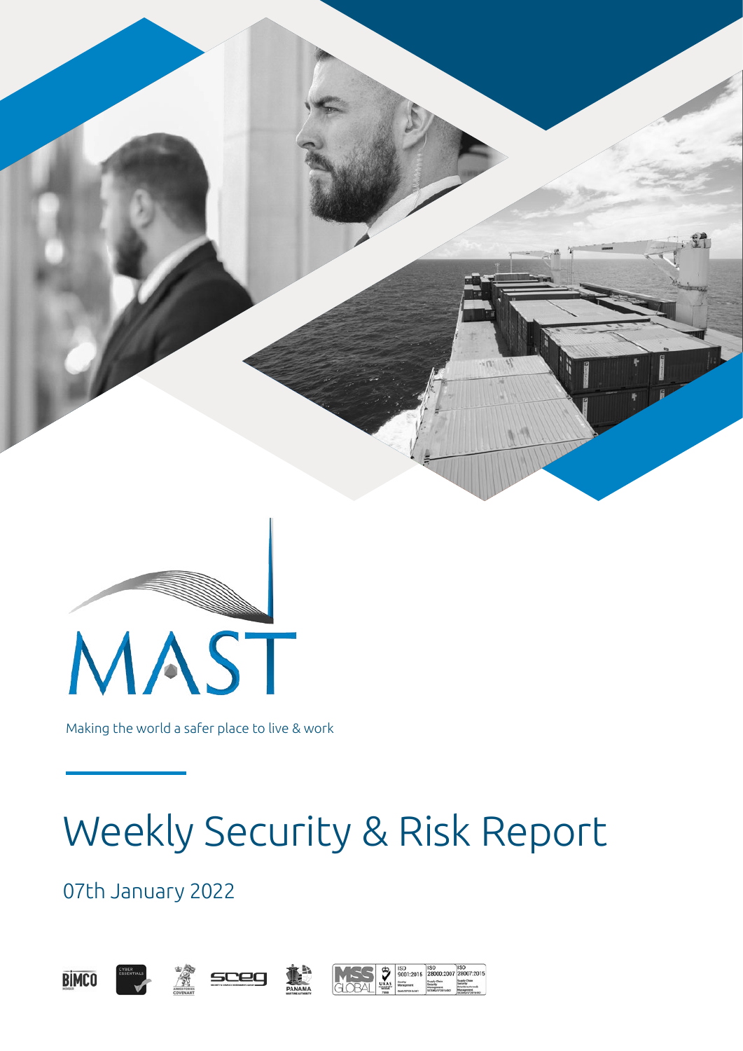MAST

Making the world a safer place to live & work

# Weekly Security & Risk Report

07th January 2022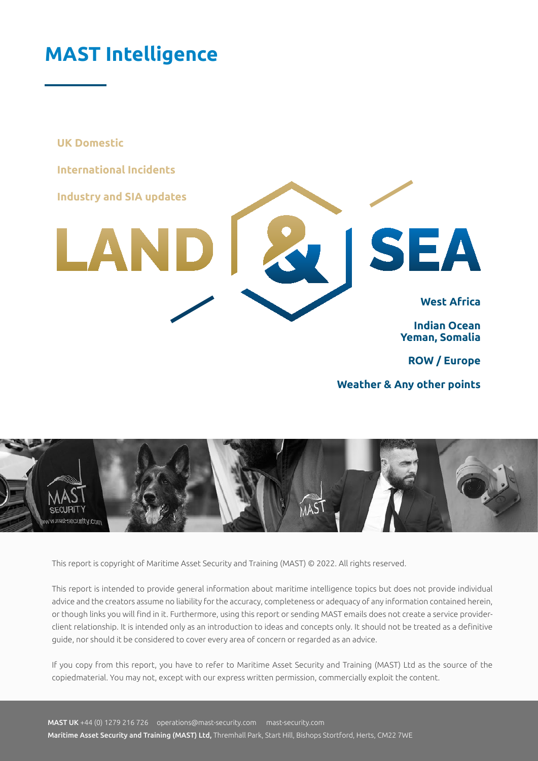# MAST Intelligence

**UK Domestic**

**International Incidents**

**Industry and SIA updates**

LAND & SEA

**West Africa**

**Indian Ocean Yeman, Somalia**

**ROW / Europe**

**Weather & Any other points**

This report is copyright of Maritime Asset Security and Training (MAST) © 2022. All rights reserved.

This report is intended to provide general information about maritime intelligence topics but does not provide individual advice and the creators assume no liability for the accuracy, completeness or adequacy of any information contained herein, or though links you will find in it. Furthermore, using this report or sending MAST emails does not create a service provider-client relationship. It is intended only as an introduction to ideas and concepts only. It should not be treated as a definitive guide, nor should it be considered to cover every area of concern or regarded as an advice.

If you copy from this report, you have to refer to Maritime Asset Security and Training (MAST) Ltd as the source of the copiedmaterial. You may not, except with our express written permission, commercially exploit the content.

**MAST UK** +44 (0) 1279 216 726 operations@mast-security.com mast-security.com

**Maritime Asset Security and Training (MAST) Ltd,** Thremhall Park, Start Hill, Bishops Stortford, Herts, CM22 7WE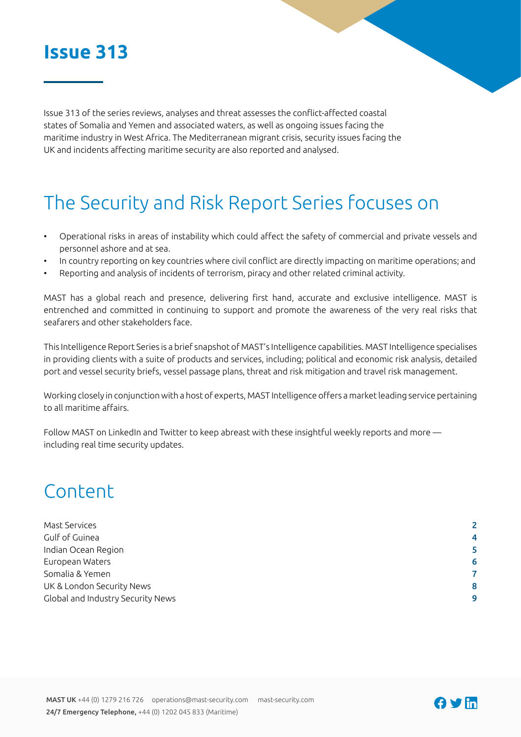# Issue 313

Issue 313 of the series reviews, analyses and threat assesses the conflict-affected coastal states of Somalia and Yemen and associated waters, as well as ongoing issues facing the maritime industry in West Africa. The Mediterranean migrant crisis, security issues facing the UK and incidents affecting maritime security are also reported and analysed.

## The Security and Risk Report Series focuses on

- Operational risks in areas of instability which could affect the safety of commercial and private vessels and personnel ashore and at sea.
- In country reporting on key countries where civil conflict are directly impacting on maritime operations; and
- Reporting and analysis of incidents of terrorism, piracy and other related criminal activity.

MAST has a global reach and presence, delivering first hand, accurate and exclusive intelligence. MAST is entrenched and committed in continuing to support and promote the awareness of the very real risks that seafarers and other stakeholders face.

This Intelligence Report Series is a brief snapshot of MAST's Intelligence capabilities. MAST Intelligence specialises in providing clients with a suite of products and services, including; political and economic risk analysis, detailed port and vessel security briefs, vessel passage plans, threat and risk mitigation and travel risk management.

Working closely in conjunction with a host of experts, MAST Intelligence offers a market leading service pertaining to all maritime affairs.

Follow MAST on LinkedIn and Twitter to keep abreast with these insightful weekly reports and more — including real time security updates.

## Content

| | |
|---|---|
| Mast Services | 2 |
| Gulf of Guinea | 4 |
| Indian Ocean Region | 5 |
| European Waters | 6 |
| Somalia & Yemen | 7 |
| UK & London Security News | 8 |
| Global and Industry Security News | 9 |

**MAST UK** +44 (0) 1279 216 726 operations@mast-security.com mast-security.com
**24/7 Emergency Telephone,** +44 (0) 1202 045 833 (Maritime)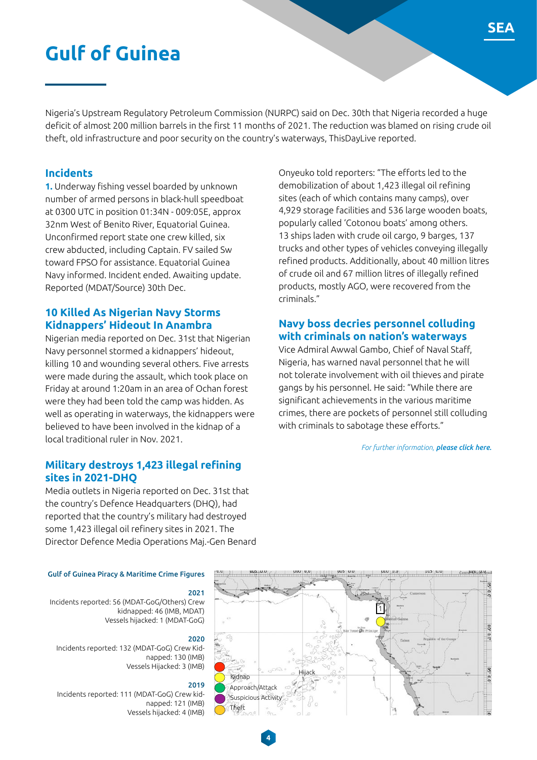# Gulf of Guinea

Nigeria's Upstream Regulatory Petroleum Commission (NURPC) said on Dec. 30th that Nigeria recorded a huge deficit of almost 200 million barrels in the first 11 months of 2021. The reduction was blamed on rising crude oil theft, old infrastructure and poor security on the country's waterways, ThisDayLive reported.

## Incidents

**1.** Underway fishing vessel boarded by unknown number of armed persons in black-hull speedboat at 0300 UTC in position 01:34N - 009:05E, approx 32nm West of Benito River, Equatorial Guinea. Unconfirmed report state one crew killed, six crew abducted, including Captain. FV sailed Sw toward FPSO for assistance. Equatorial Guinea Navy informed. Incident ended. Awaiting update. Reported (MDAT/Source) 30th Dec.

## 10 Killed As Nigerian Navy Storms Kidnappers' Hideout In Anambra

Nigerian media reported on Dec. 31st that Nigerian Navy personnel stormed a kidnappers' hideout, killing 10 and wounding several others. Five arrests were made during the assault, which took place on Friday at around 1:20am in an area of Ochan forest were they had been told the camp was hidden. As well as operating in waterways, the kidnappers were believed to have been involved in the kidnap of a local traditional ruler in Nov. 2021.

## Military destroys 1,423 illegal refining sites in 2021-DHQ

Media outlets in Nigeria reported on Dec. 31st that the country's Defence Headquarters (DHQ), had reported that the country's military had destroyed some 1,423 illegal oil refinery sites in 2021. The Director Defence Media Operations Maj.-Gen Benard Onyeuko told reporters: "The efforts led to the demobilization of about 1,423 illegal oil refining sites (each of which contains many camps), over 4,929 storage facilities and 536 large wooden boats, popularly called 'Cotonou boats' among others. 13 ships laden with crude oil cargo, 9 barges, 137 trucks and other types of vehicles conveying illegally refined products. Additionally, about 40 million litres of crude oil and 67 million litres of illegally refined products, mostly AGO, were recovered from the criminals."

## Navy boss decries personnel colluding with criminals on nation's waterways

Vice Admiral Awwal Gambo, Chief of Naval Staff, Nigeria, has warned naval personnel that he will not tolerate involvement with oil thieves and pirate gangs by his personnel. He said: "While there are significant achievements in the various maritime crimes, there are pockets of personnel still colluding with criminals to sabotage these efforts."

*For further information, **please click here.***

### Gulf of Guinea Piracy & Maritime Crime Figures

**2021**
Incidents reported: 56 (MDAT-GoG/Others) Crew kidnapped: 46 (IMB, MDAT)
Vessels hijacked: 1 (MDAT-GoG)

**2020**
Incidents reported: 132 (MDAT-GoG) Crew Kidnapped: 130 (IMB)
Vessels Hijacked: 3 (IMB)

**2019**
Incidents reported: 111 (MDAT-GoG) Crew kidnapped: 121 (IMB)
Vessels hijacked: 4 (IMB)

Hijack
Kidnap
Approach/Attack
Suspicious Activity
Theft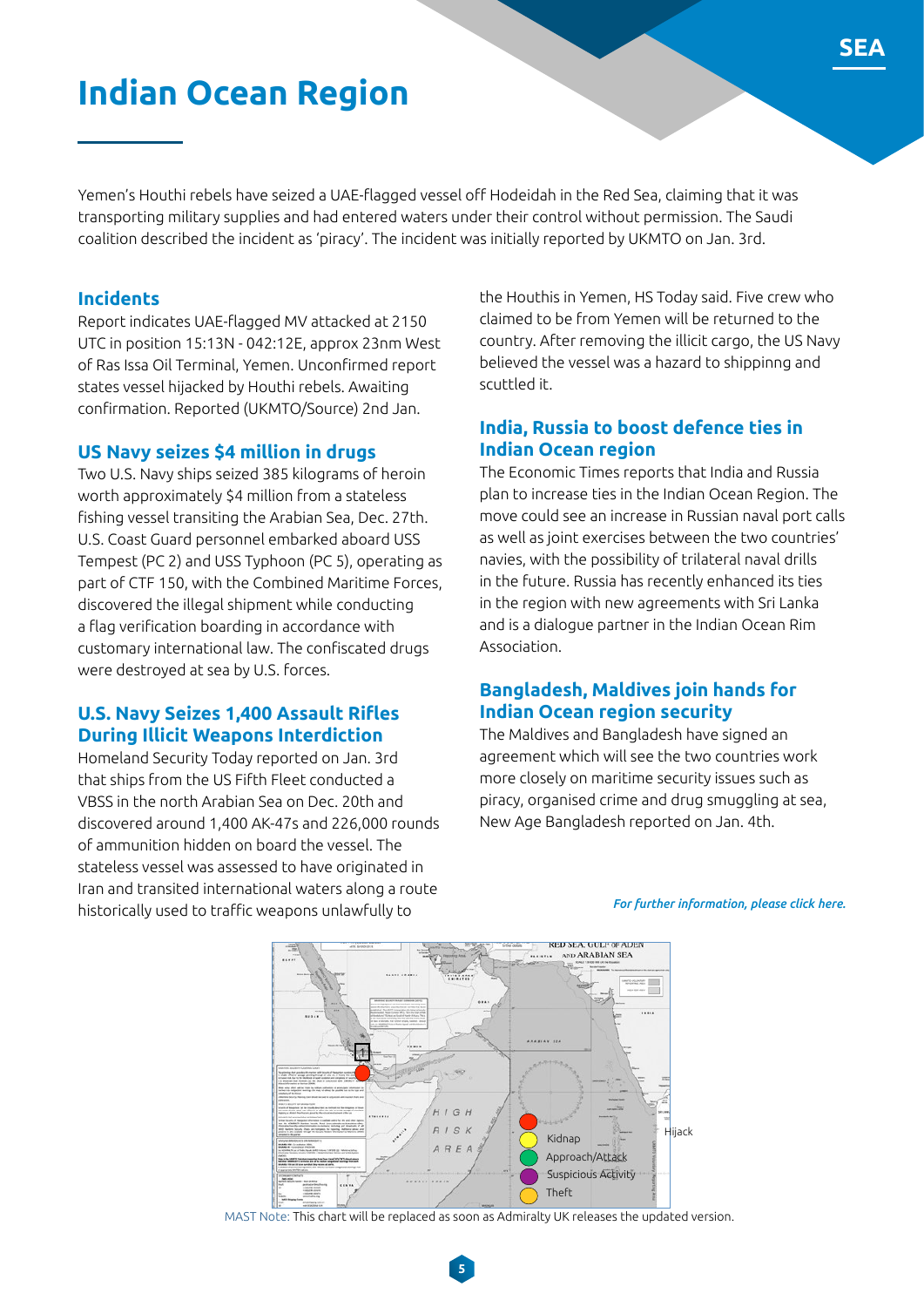# Indian Ocean Region

Yemen's Houthi rebels have seized a UAE-flagged vessel off Hodeidah in the Red Sea, claiming that it was transporting military supplies and had entered waters under their control without permission. The Saudi coalition described the incident as 'piracy'. The incident was initially reported by UKMTO on Jan. 3rd.

## Incidents

Report indicates UAE-flagged MV attacked at 2150 UTC in position 15:13N - 042:12E, approx 23nm West of Ras Issa Oil Terminal, Yemen. Unconfirmed report states vessel hijacked by Houthi rebels. Awaiting confirmation. Reported (UKMTO/Source) 2nd Jan.

## US Navy seizes $4 million in drugs

Two U.S. Navy ships seized 385 kilograms of heroin worth approximately $4 million from a stateless fishing vessel transiting the Arabian Sea, Dec. 27th. U.S. Coast Guard personnel embarked aboard USS Tempest (PC 2) and USS Typhoon (PC 5), operating as part of CTF 150, with the Combined Maritime Forces, discovered the illegal shipment while conducting a flag verification boarding in accordance with customary international law. The confiscated drugs were destroyed at sea by U.S. forces.

## U.S. Navy Seizes 1,400 Assault Rifles During Illicit Weapons Interdiction

Homeland Security Today reported on Jan. 3rd that ships from the US Fifth Fleet conducted a VBSS in the north Arabian Sea on Dec. 20th and discovered around 1,400 AK-47s and 226,000 rounds of ammunition hidden on board the vessel. The stateless vessel was assessed to have originated in Iran and transited international waters along a route historically used to traffic weapons unlawfully to the Houthis in Yemen, HS Today said. Five crew who claimed to be from Yemen will be returned to the country. After removing the illicit cargo, the US Navy believed the vessel was a hazard to shippinng and scuttled it.

## India, Russia to boost defence ties in Indian Ocean region

The Economic Times reports that India and Russia plan to increase ties in the Indian Ocean Region. The move could see an increase in Russian naval port calls as well as joint exercises between the two countries' navies, with the possibility of trilateral naval drills in the future. Russia has recently enhanced its ties in the region with new agreements with Sri Lanka and is a dialogue partner in the Indian Ocean Rim Association.

## Bangladesh, Maldives join hands for Indian Ocean region security

The Maldives and Bangladesh have signed an agreement which will see the two countries work more closely on maritime security issues such as piracy, organised crime and drug smuggling at sea, New Age Bangladesh reported on Jan. 4th.

*For further information, please click here.*

Hijack
Kidnap
Approach/Attack
Suspicious Activity
Theft

MAST Note: This chart will be replaced as soon as Admiralty UK releases the updated version.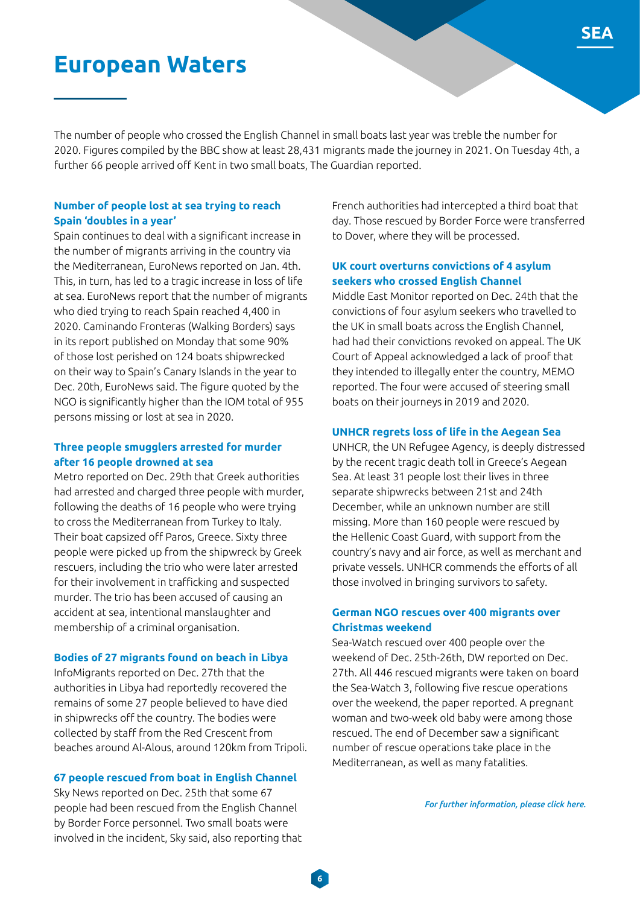# European Waters

The number of people who crossed the English Channel in small boats last year was treble the number for 2020. Figures compiled by the BBC show at least 28,431 migrants made the journey in 2021. On Tuesday 4th, a further 66 people arrived off Kent in two small boats, The Guardian reported.

### Number of people lost at sea trying to reach Spain 'doubles in a year'

Spain continues to deal with a significant increase in the number of migrants arriving in the country via the Mediterranean, EuroNews reported on Jan. 4th. This, in turn, has led to a tragic increase in loss of life at sea. EuroNews report that the number of migrants who died trying to reach Spain reached 4,400 in 2020. Caminando Fronteras (Walking Borders) says in its report published on Monday that some 90% of those lost perished on 124 boats shipwrecked on their way to Spain's Canary Islands in the year to Dec. 20th, EuroNews said. The figure quoted by the NGO is significantly higher than the IOM total of 955 persons missing or lost at sea in 2020.

### Three people smugglers arrested for murder after 16 people drowned at sea

Metro reported on Dec. 29th that Greek authorities had arrested and charged three people with murder, following the deaths of 16 people who were trying to cross the Mediterranean from Turkey to Italy. Their boat capsized off Paros, Greece. Sixty three people were picked up from the shipwreck by Greek rescuers, including the trio who were later arrested for their involvement in trafficking and suspected murder. The trio has been accused of causing an accident at sea, intentional manslaughter and membership of a criminal organisation.

### Bodies of 27 migrants found on beach in Libya

InfoMigrants reported on Dec. 27th that the authorities in Libya had reportedly recovered the remains of some 27 people believed to have died in shipwrecks off the country. The bodies were collected by staff from the Red Crescent from beaches around Al-Alous, around 120km from Tripoli.

### 67 people rescued from boat in English Channel

Sky News reported on Dec. 25th that some 67 people had been rescued from the English Channel by Border Force personnel. Two small boats were involved in the incident, Sky said, also reporting that French authorities had intercepted a third boat that day. Those rescued by Border Force were transferred to Dover, where they will be processed.

### UK court overturns convictions of 4 asylum seekers who crossed English Channel

Middle East Monitor reported on Dec. 24th that the convictions of four asylum seekers who travelled to the UK in small boats across the English Channel, had had their convictions revoked on appeal. The UK Court of Appeal acknowledged a lack of proof that they intended to illegally enter the country, MEMO reported. The four were accused of steering small boats on their journeys in 2019 and 2020.

### UNHCR regrets loss of life in the Aegean Sea

UNHCR, the UN Refugee Agency, is deeply distressed by the recent tragic death toll in Greece's Aegean Sea. At least 31 people lost their lives in three separate shipwrecks between 21st and 24th December, while an unknown number are still missing. More than 160 people were rescued by the Hellenic Coast Guard, with support from the country's navy and air force, as well as merchant and private vessels. UNHCR commends the efforts of all those involved in bringing survivors to safety.

### German NGO rescues over 400 migrants over Christmas weekend

Sea-Watch rescued over 400 people over the weekend of Dec. 25th-26th, DW reported on Dec. 27th. All 446 rescued migrants were taken on board the Sea-Watch 3, following five rescue operations over the weekend, the paper reported. A pregnant woman and two-week old baby were among those rescued. The end of December saw a significant number of rescue operations take place in the Mediterranean, as well as many fatalities.

*For further information, please click here.*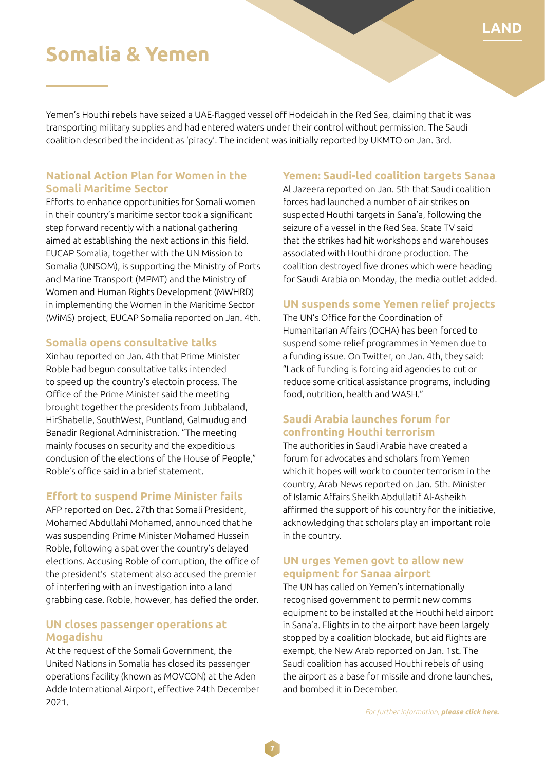# Somalia & Yemen

Yemen's Houthi rebels have seized a UAE-flagged vessel off Hodeidah in the Red Sea, claiming that it was transporting military supplies and had entered waters under their control without permission. The Saudi coalition described the incident as 'piracy'. The incident was initially reported by UKMTO on Jan. 3rd.

### National Action Plan for Women in the Somali Maritime Sector

Efforts to enhance opportunities for Somali women in their country's maritime sector took a significant step forward recently with a national gathering aimed at establishing the next actions in this field. EUCAP Somalia, together with the UN Mission to Somalia (UNSOM), is supporting the Ministry of Ports and Marine Transport (MPMT) and the Ministry of Women and Human Rights Development (MWHRD) in implementing the Women in the Maritime Sector (WiMS) project, EUCAP Somalia reported on Jan. 4th.

### Somalia opens consultative talks

Xinhau reported on Jan. 4th that Prime Minister Roble had begun consultative talks intended to speed up the country's electoin process. The Office of the Prime Minister said the meeting brought together the presidents from Jubbaland, HirShabelle, SouthWest, Puntland, Galmudug and Banadir Regional Administration. "The meeting mainly focuses on security and the expeditious conclusion of the elections of the House of People," Roble's office said in a brief statement.

### Effort to suspend Prime Minister fails

AFP reported on Dec. 27th that Somali President, Mohamed Abdullahi Mohamed, announced that he was suspending Prime Minister Mohamed Hussein Roble, following a spat over the country's delayed elections. Accusing Roble of corruption, the office of the president's statement also accused the premier of interfering with an investigation into a land grabbing case. Roble, however, has defied the order.

### UN closes passenger operations at Mogadishu

At the request of the Somali Government, the United Nations in Somalia has closed its passenger operations facility (known as MOVCON) at the Aden Adde International Airport, effective 24th December 2021.

### Yemen: Saudi-led coalition targets Sanaa

Al Jazeera reported on Jan. 5th that Saudi coalition forces had launched a number of air strikes on suspected Houthi targets in Sana'a, following the seizure of a vessel in the Red Sea. State TV said that the strikes had hit workshops and warehouses associated with Houthi drone production. The coalition destroyed five drones which were heading for Saudi Arabia on Monday, the media outlet added.

### UN suspends some Yemen relief projects

The UN's Office for the Coordination of Humanitarian Affairs (OCHA) has been forced to suspend some relief programmes in Yemen due to a funding issue. On Twitter, on Jan. 4th, they said: "Lack of funding is forcing aid agencies to cut or reduce some critical assistance programs, including food, nutrition, health and WASH."

### Saudi Arabia launches forum for confronting Houthi terrorism

The authorities in Saudi Arabia have created a forum for advocates and scholars from Yemen which it hopes will work to counter terrorism in the country, Arab News reported on Jan. 5th. Minister of Islamic Affairs Sheikh Abdullatif Al-Asheikh affirmed the support of his country for the initiative, acknowledging that scholars play an important role in the country.

### UN urges Yemen govt to allow new equipment for Sanaa airport

The UN has called on Yemen's internationally recognised government to permit new comms equipment to be installed at the Houthi held airport in Sana'a. Flights in to the airport have been largely stopped by a coalition blockade, but aid flights are exempt, the New Arab reported on Jan. 1st. The Saudi coalition has accused Houthi rebels of using the airport as a base for missile and drone launches, and bombed it in December.

*For further information, **please click here.***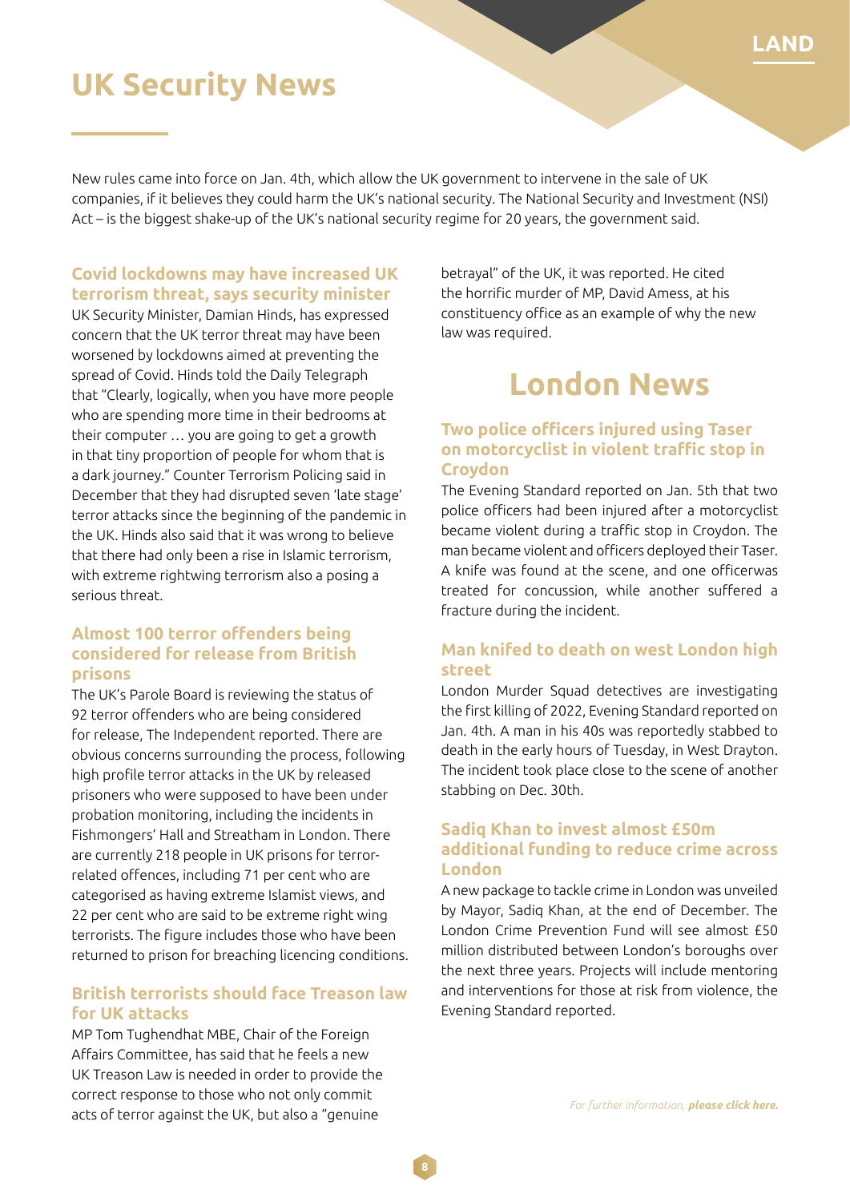# UK Security News

New rules came into force on Jan. 4th, which allow the UK government to intervene in the sale of UK companies, if it believes they could harm the UK's national security. The National Security and Investment (NSI) Act – is the biggest shake-up of the UK's national security regime for 20 years, the government said.

### Covid lockdowns may have increased UK terrorism threat, says security minister

UK Security Minister, Damian Hinds, has expressed concern that the UK terror threat may have been worsened by lockdowns aimed at preventing the spread of Covid. Hinds told the Daily Telegraph that "Clearly, logically, when you have more people who are spending more time in their bedrooms at their computer … you are going to get a growth in that tiny proportion of people for whom that is a dark journey." Counter Terrorism Policing said in December that they had disrupted seven 'late stage' terror attacks since the beginning of the pandemic in the UK. Hinds also said that it was wrong to believe that there had only been a rise in Islamic terrorism, with extreme rightwing terrorism also a posing a serious threat.

### Almost 100 terror offenders being considered for release from British prisons

The UK's Parole Board is reviewing the status of 92 terror offenders who are being considered for release, The Independent reported. There are obvious concerns surrounding the process, following high profile terror attacks in the UK by released prisoners who were supposed to have been under probation monitoring, including the incidents in Fishmongers' Hall and Streatham in London. There are currently 218 people in UK prisons for terror-related offences, including 71 per cent who are categorised as having extreme Islamist views, and 22 per cent who are said to be extreme right wing terrorists. The figure includes those who have been returned to prison for breaching licencing conditions.

### British terrorists should face Treason law for UK attacks

MP Tom Tughendhat MBE, Chair of the Foreign Affairs Committee, has said that he feels a new UK Treason Law is needed in order to provide the correct response to those who not only commit acts of terror against the UK, but also a "genuine betrayal" of the UK, it was reported. He cited the horrific murder of MP, David Amess, at his constituency office as an example of why the new law was required.

# London News

### Two police officers injured using Taser on motorcyclist in violent traffic stop in Croydon

The Evening Standard reported on Jan. 5th that two police officers had been injured after a motorcyclist became violent during a traffic stop in Croydon. The man became violent and officers deployed their Taser. A knife was found at the scene, and one officerwas treated for concussion, while another suffered a fracture during the incident.

### Man knifed to death on west London high street

London Murder Squad detectives are investigating the first killing of 2022, Evening Standard reported on Jan. 4th. A man in his 40s was reportedly stabbed to death in the early hours of Tuesday, in West Drayton. The incident took place close to the scene of another stabbing on Dec. 30th.

### Sadiq Khan to invest almost £50m additional funding to reduce crime across London

A new package to tackle crime in London was unveiled by Mayor, Sadiq Khan, at the end of December. The London Crime Prevention Fund will see almost £50 million distributed between London's boroughs over the next three years. Projects will include mentoring and interventions for those at risk from violence, the Evening Standard reported.

*For further information, **please click here.***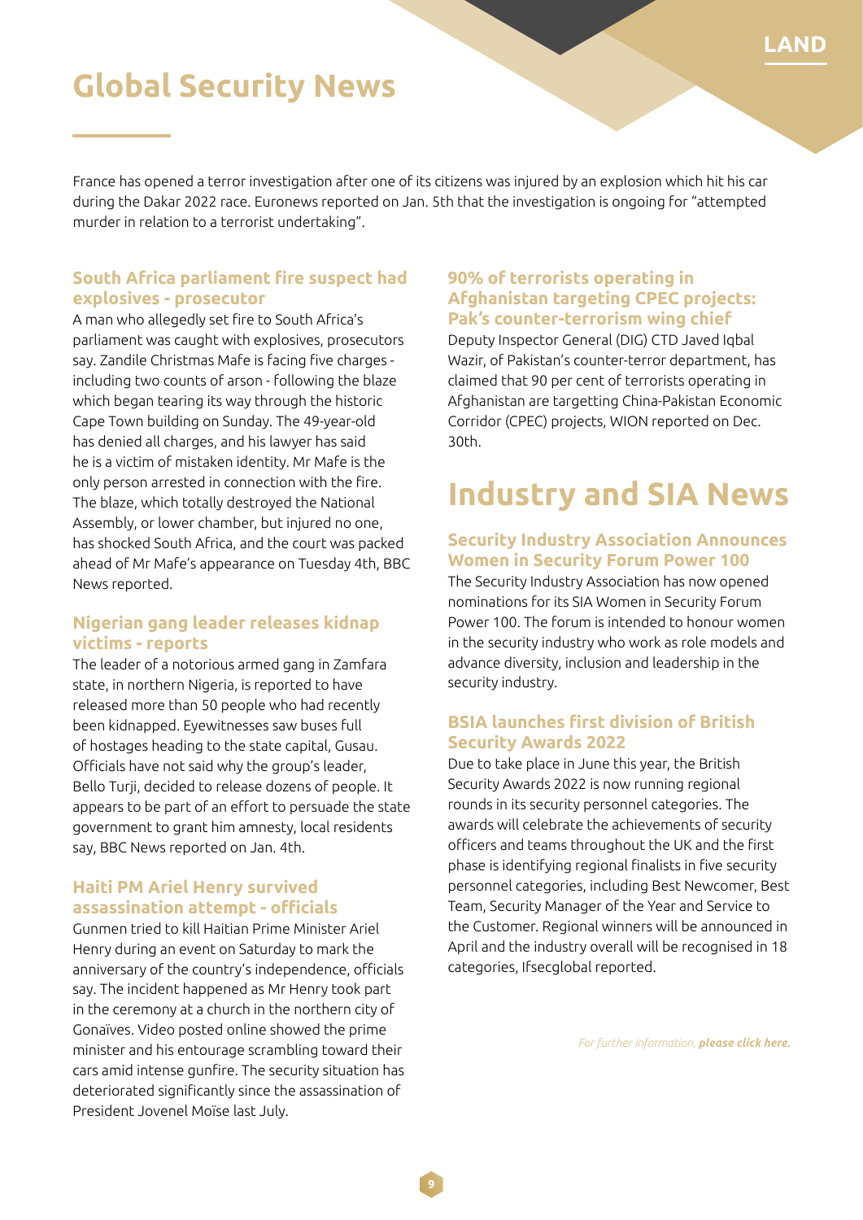# Global Security News

France has opened a terror investigation after one of its citizens was injured by an explosion which hit his car during the Dakar 2022 race. Euronews reported on Jan. 5th that the investigation is ongoing for "attempted murder in relation to a terrorist undertaking".

### South Africa parliament fire suspect had explosives - prosecutor

A man who allegedly set fire to South Africa's parliament was caught with explosives, prosecutors say. Zandile Christmas Mafe is facing five charges - including two counts of arson - following the blaze which began tearing its way through the historic Cape Town building on Sunday. The 49-year-old has denied all charges, and his lawyer has said he is a victim of mistaken identity. Mr Mafe is the only person arrested in connection with the fire. The blaze, which totally destroyed the National Assembly, or lower chamber, but injured no one, has shocked South Africa, and the court was packed ahead of Mr Mafe's appearance on Tuesday 4th, BBC News reported.

### Nigerian gang leader releases kidnap victims - reports

The leader of a notorious armed gang in Zamfara state, in northern Nigeria, is reported to have released more than 50 people who had recently been kidnapped. Eyewitnesses saw buses full of hostages heading to the state capital, Gusau. Officials have not said why the group's leader, Bello Turji, decided to release dozens of people. It appears to be part of an effort to persuade the state government to grant him amnesty, local residents say, BBC News reported on Jan. 4th.

### Haiti PM Ariel Henry survived assassination attempt - officials

Gunmen tried to kill Haitian Prime Minister Ariel Henry during an event on Saturday to mark the anniversary of the country's independence, officials say. The incident happened as Mr Henry took part in the ceremony at a church in the northern city of Gonaïves. Video posted online showed the prime minister and his entourage scrambling toward their cars amid intense gunfire. The security situation has deteriorated significantly since the assassination of President Jovenel Moïse last July.

### 90% of terrorists operating in Afghanistan targeting CPEC projects: Pak's counter-terrorism wing chief

Deputy Inspector General (DIG) CTD Javed Iqbal Wazir, of Pakistan's counter-terror department, has claimed that 90 per cent of terrorists operating in Afghanistan are targetting China-Pakistan Economic Corridor (CPEC) projects, WION reported on Dec. 30th.

# Industry and SIA News

### Security Industry Association Announces Women in Security Forum Power 100

The Security Industry Association has now opened nominations for its SIA Women in Security Forum Power 100. The forum is intended to honour women in the security industry who work as role models and advance diversity, inclusion and leadership in the security industry.

### BSIA launches first division of British Security Awards 2022

Due to take place in June this year, the British Security Awards 2022 is now running regional rounds in its security personnel categories. The awards will celebrate the achievements of security officers and teams throughout the UK and the first phase is identifying regional finalists in five security personnel categories, including Best Newcomer, Best Team, Security Manager of the Year and Service to the Customer. Regional winners will be announced in April and the industry overall will be recognised in 18 categories, Ifsecglobal reported.

*For further information, **please click here.***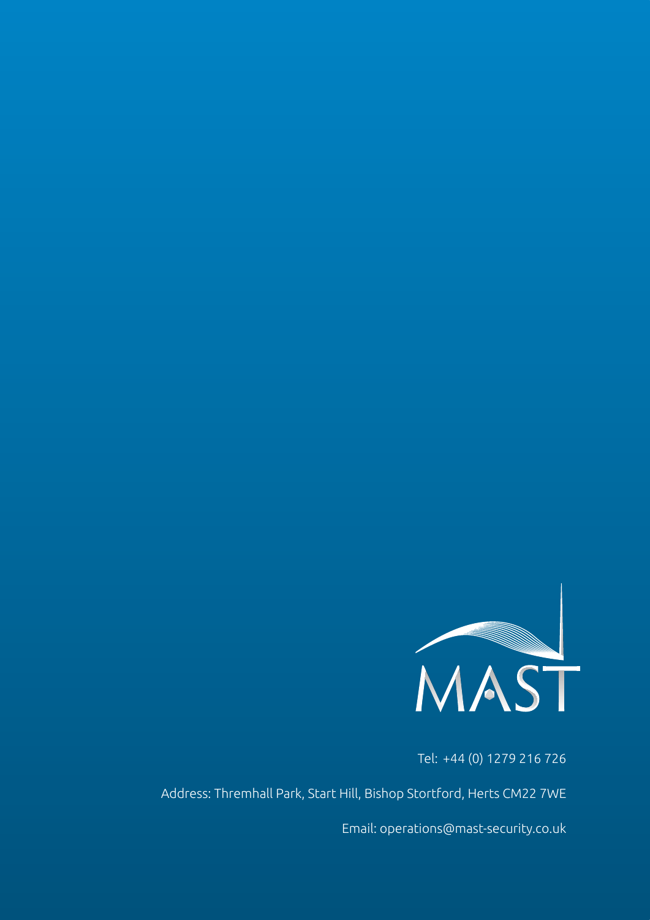MAST

Tel: +44 (0) 1279 216 726

Address: Thremhall Park, Start Hill, Bishop Stortford, Herts CM22 7WE

Email: operations@mast-security.co.uk